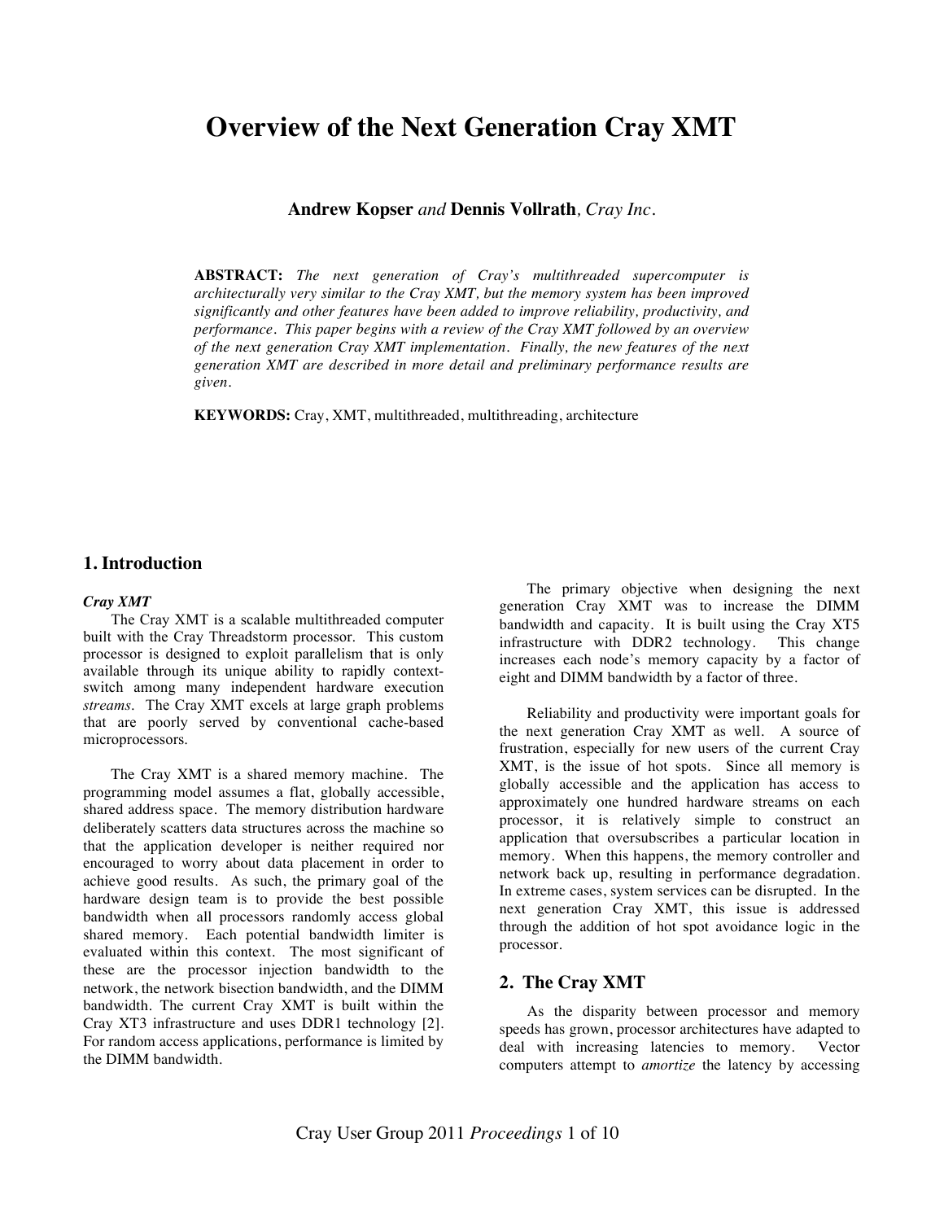# Overview of the Next Generation Cray XMT

**Andrew Kopser** *and* **Dennis Vollrath**, *Cray Inc.*

**ABSTRACT:** *The next generation of Cray's multithreaded supercomputer is architecturally very similar to the Cray XMT, but the memory system has been improved significantly and other features have been added to improve reliability, productivity, and performance. This paper begins with a review of the Cray XMT followed by an overview of the next generation Cray XMT implementation. Finally, the new features of the next generation XMT are described in more detail and preliminary performance results are given.*

**KEYWORDS:** Cray, XMT, multithreaded, multithreading, architecture

## 1. Introduction

### *Cray XMT*

The Cray XMT is a scalable multithreaded computer built with the Cray Threadstorm processor. This custom processor is designed to exploit parallelism that is only available through its unique ability to rapidly context-switch among many independent hardware execution *streams*. The Cray XMT excels at large graph problems that are poorly served by conventional cache-based microprocessors.

The Cray XMT is a shared memory machine. The programming model assumes a flat, globally accessible, shared address space. The memory distribution hardware deliberately scatters data structures across the machine so that the application developer is neither required nor encouraged to worry about data placement in order to achieve good results. As such, the primary goal of the hardware design team is to provide the best possible bandwidth when all processors randomly access global shared memory. Each potential bandwidth limiter is evaluated within this context. The most significant of these are the processor injection bandwidth to the network, the network bisection bandwidth, and the DIMM bandwidth. The current Cray XMT is built within the Cray XT3 infrastructure and uses DDR1 technology [2]. For random access applications, performance is limited by the DIMM bandwidth.

The primary objective when designing the next generation Cray XMT was to increase the DIMM bandwidth and capacity. It is built using the Cray XT5 infrastructure with DDR2 technology. This change increases each node's memory capacity by a factor of eight and DIMM bandwidth by a factor of three.

Reliability and productivity were important goals for the next generation Cray XMT as well. A source of frustration, especially for new users of the current Cray XMT, is the issue of hot spots. Since all memory is globally accessible and the application has access to approximately one hundred hardware streams on each processor, it is relatively simple to construct an application that oversubscribes a particular location in memory. When this happens, the memory controller and network back up, resulting in performance degradation. In extreme cases, system services can be disrupted. In the next generation Cray XMT, this issue is addressed through the addition of hot spot avoidance logic in the processor.

## 2. The Cray XMT

As the disparity between processor and memory speeds has grown, processor architectures have adapted to deal with increasing latencies to memory. Vector computers attempt to *amortize* the latency by accessing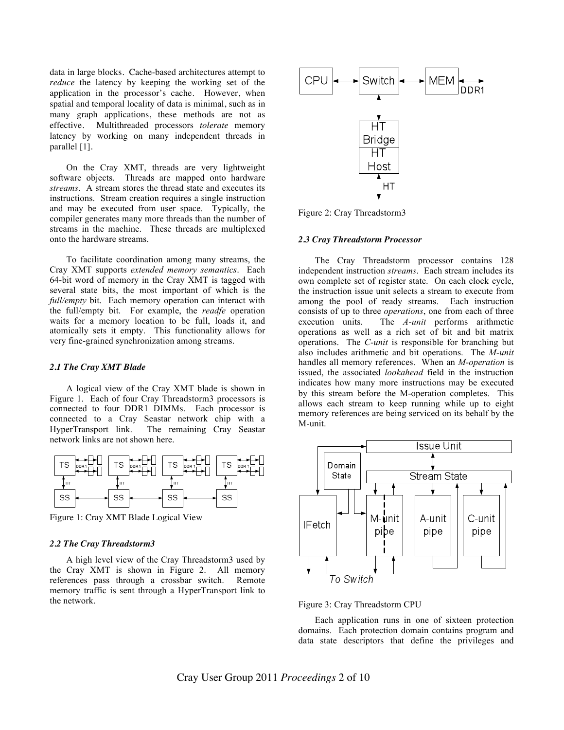data in large blocks. Cache-based architectures attempt to *reduce* the latency by keeping the working set of the application in the processor's cache. However, when spatial and temporal locality of data is minimal, such as in many graph applications, these methods are not as effective. Multithreaded processors *tolerate* memory latency by working on many independent threads in parallel [1].

On the Cray XMT, threads are very lightweight software objects. Threads are mapped onto hardware *streams*. A stream stores the thread state and executes its instructions. Stream creation requires a single instruction and may be executed from user space. Typically, the compiler generates many more threads than the number of streams in the machine. These threads are multiplexed onto the hardware streams.

To facilitate coordination among many streams, the Cray XMT supports *extended memory semantics*. Each 64-bit word of memory in the Cray XMT is tagged with several state bits, the most important of which is the *full/empty* bit. Each memory operation can interact with the full/empty bit. For example, the *readfe* operation waits for a memory location to be full, loads it, and atomically sets it empty. This functionality allows for very fine-grained synchronization among streams.

### 2.1 The Cray XMT Blade

A logical view of the Cray XMT blade is shown in Figure 1. Each of four Cray Threadstorm3 processors is connected to four DDR1 DIMMs. Each processor is connected to a Cray Seastar network chip with a HyperTransport link. The remaining Cray Seastar network links are not shown here.

Figure 1: Cray XMT Blade Logical View

### 2.2 The Cray Threadstorm3

A high level view of the Cray Threadstorm3 used by the Cray XMT is shown in Figure 2. All memory references pass through a crossbar switch. Remote memory traffic is sent through a HyperTransport link to the network.

Figure 2: Cray Threadstorm3

### 2.3 Cray Threadstorm Processor

The Cray Threadstorm processor contains 128 independent instruction *streams*. Each stream includes its own complete set of register state. On each clock cycle, the instruction issue unit selects a stream to execute from among the pool of ready streams. Each instruction consists of up to three *operations*, one from each of three execution units. The *A-unit* performs arithmetic operations as well as a rich set of bit and bit matrix operations. The *C-unit* is responsible for branching but also includes arithmetic and bit operations. The *M-unit* handles all memory references. When an *M-operation* is issued, the associated *lookahead* field in the instruction indicates how many more instructions may be executed by this stream before the M-operation completes. This allows each stream to keep running while up to eight memory references are being serviced on its behalf by the M-unit.

Figure 3: Cray Threadstorm CPU

Each application runs in one of sixteen protection domains. Each protection domain contains program and data state descriptors that define the privileges and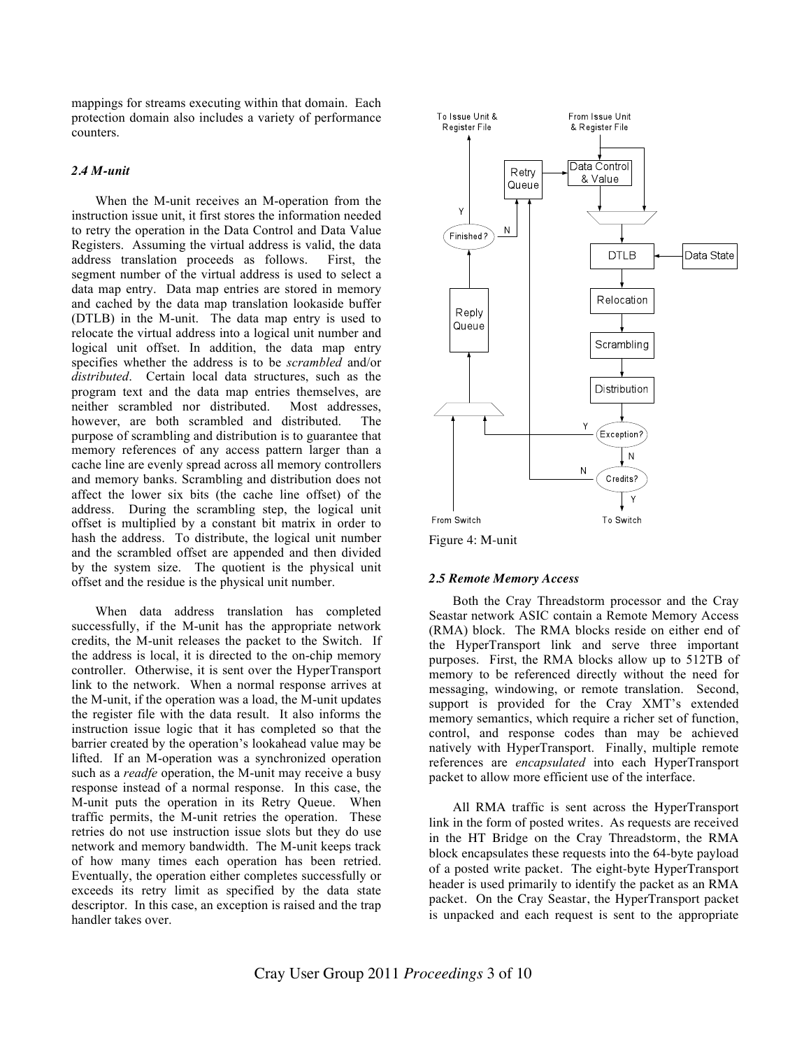mappings for streams executing within that domain. Each protection domain also includes a variety of performance counters.

### *2.4 M-unit*

When the M-unit receives an M-operation from the instruction issue unit, it first stores the information needed to retry the operation in the Data Control and Data Value Registers. Assuming the virtual address is valid, the data address translation proceeds as follows. First, the segment number of the virtual address is used to select a data map entry. Data map entries are stored in memory and cached by the data map translation lookaside buffer (DTLB) in the M-unit. The data map entry is used to relocate the virtual address into a logical unit number and logical unit offset. In addition, the data map entry specifies whether the address is to be *scrambled* and/or *distributed*. Certain local data structures, such as the program text and the data map entries themselves, are neither scrambled nor distributed. Most addresses, however, are both scrambled and distributed. The purpose of scrambling and distribution is to guarantee that memory references of any access pattern larger than a cache line are evenly spread across all memory controllers and memory banks. Scrambling and distribution does not affect the lower six bits (the cache line offset) of the address. During the scrambling step, the logical unit offset is multiplied by a constant bit matrix in order to hash the address. To distribute, the logical unit number and the scrambled offset are appended and then divided by the system size. The quotient is the physical unit offset and the residue is the physical unit number.

When data address translation has completed successfully, if the M-unit has the appropriate network credits, the M-unit releases the packet to the Switch. If the address is local, it is directed to the on-chip memory controller. Otherwise, it is sent over the HyperTransport link to the network. When a normal response arrives at the M-unit, if the operation was a load, the M-unit updates the register file with the data result. It also informs the instruction issue logic that it has completed so that the barrier created by the operation's lookahead value may be lifted. If an M-operation was a synchronized operation such as a *readfe* operation, the M-unit may receive a busy response instead of a normal response. In this case, the M-unit puts the operation in its Retry Queue. When traffic permits, the M-unit retries the operation. These retries do not use instruction issue slots but they do use network and memory bandwidth. The M-unit keeps track of how many times each operation has been retried. Eventually, the operation either completes successfully or exceeds its retry limit as specified by the data state descriptor. In this case, an exception is raised and the trap handler takes over.

Figure 4: M-unit

### *2.5 Remote Memory Access*

Both the Cray Threadstorm processor and the Cray Seastar network ASIC contain a Remote Memory Access (RMA) block. The RMA blocks reside on either end of the HyperTransport link and serve three important purposes. First, the RMA blocks allow up to 512TB of memory to be referenced directly without the need for messaging, windowing, or remote translation. Second, support is provided for the Cray XMT's extended memory semantics, which require a richer set of function, control, and response codes than may be achieved natively with HyperTransport. Finally, multiple remote references are *encapsulated* into each HyperTransport packet to allow more efficient use of the interface.

All RMA traffic is sent across the HyperTransport link in the form of posted writes. As requests are received in the HT Bridge on the Cray Threadstorm, the RMA block encapsulates these requests into the 64-byte payload of a posted write packet. The eight-byte HyperTransport header is used primarily to identify the packet as an RMA packet. On the Cray Seastar, the HyperTransport packet is unpacked and each request is sent to the appropriate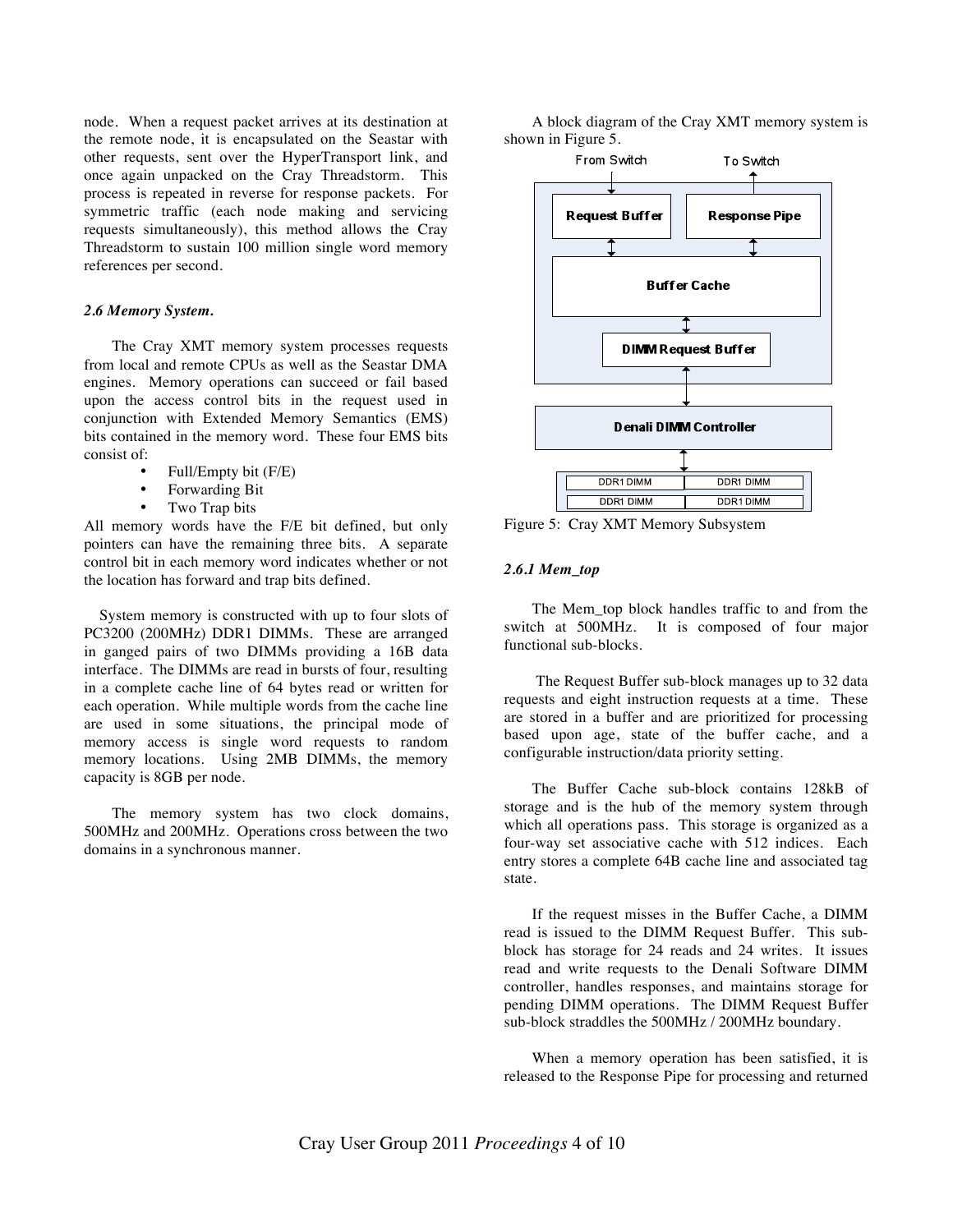node. When a request packet arrives at its destination at the remote node, it is encapsulated on the Seastar with other requests, sent over the HyperTransport link, and once again unpacked on the Cray Threadstorm. This process is repeated in reverse for response packets. For symmetric traffic (each node making and servicing requests simultaneously), this method allows the Cray Threadstorm to sustain 100 million single word memory references per second.

### *2.6 Memory System.*

The Cray XMT memory system processes requests from local and remote CPUs as well as the Seastar DMA engines. Memory operations can succeed or fail based upon the access control bits in the request used in conjunction with Extended Memory Semantics (EMS) bits contained in the memory word. These four EMS bits consist of:

- Full/Empty bit (F/E)
- Forwarding Bit
- Two Trap bits

All memory words have the F/E bit defined, but only pointers can have the remaining three bits. A separate control bit in each memory word indicates whether or not the location has forward and trap bits defined.

System memory is constructed with up to four slots of PC3200 (200MHz) DDR1 DIMMs. These are arranged in ganged pairs of two DIMMs providing a 16B data interface. The DIMMs are read in bursts of four, resulting in a complete cache line of 64 bytes read or written for each operation. While multiple words from the cache line are used in some situations, the principal mode of memory access is single word requests to random memory locations. Using 2MB DIMMs, the memory capacity is 8GB per node.

The memory system has two clock domains, 500MHz and 200MHz. Operations cross between the two domains in a synchronous manner.

A block diagram of the Cray XMT memory system is shown in Figure 5.

Figure 5: Cray XMT Memory Subsystem

#### *2.6.1 Mem_top*

The Mem_top block handles traffic to and from the switch at 500MHz. It is composed of four major functional sub-blocks.

The Request Buffer sub-block manages up to 32 data requests and eight instruction requests at a time. These are stored in a buffer and are prioritized for processing based upon age, state of the buffer cache, and a configurable instruction/data priority setting.

The Buffer Cache sub-block contains 128kB of storage and is the hub of the memory system through which all operations pass. This storage is organized as a four-way set associative cache with 512 indices. Each entry stores a complete 64B cache line and associated tag state.

If the request misses in the Buffer Cache, a DIMM read is issued to the DIMM Request Buffer. This sub-block has storage for 24 reads and 24 writes. It issues read and write requests to the Denali Software DIMM controller, handles responses, and maintains storage for pending DIMM operations. The DIMM Request Buffer sub-block straddles the 500MHz / 200MHz boundary.

When a memory operation has been satisfied, it is released to the Response Pipe for processing and returned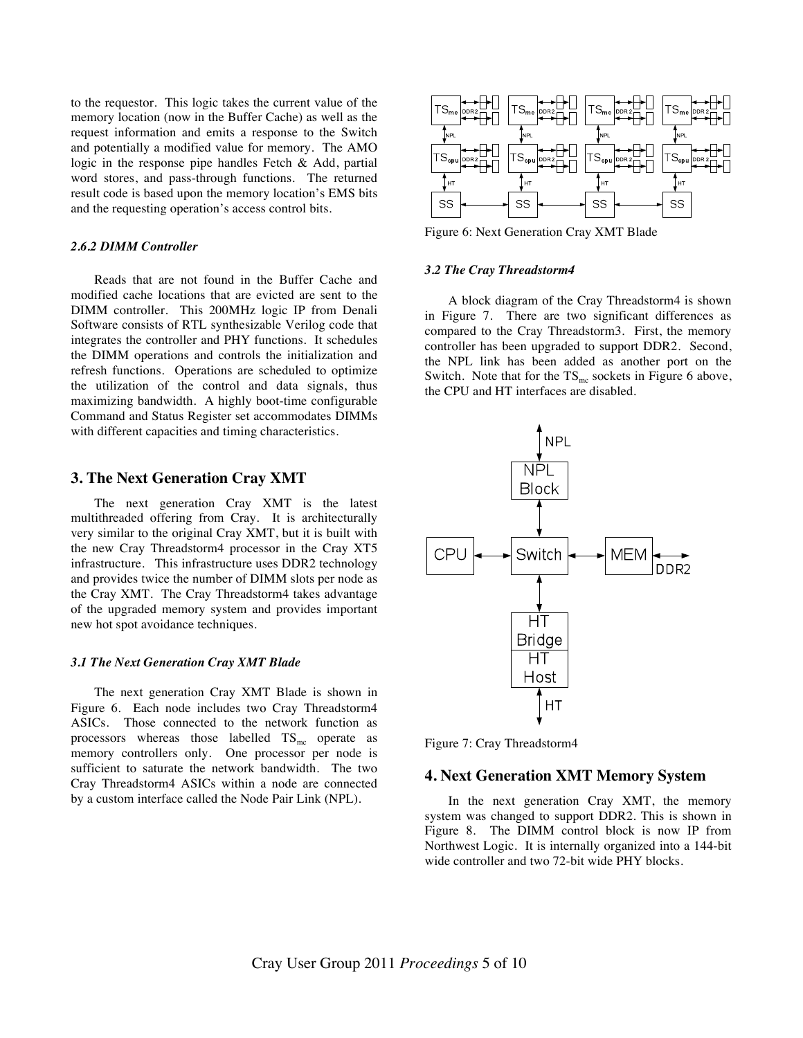to the requestor. This logic takes the current value of the memory location (now in the Buffer Cache) as well as the request information and emits a response to the Switch and potentially a modified value for memory. The AMO logic in the response pipe handles Fetch & Add, partial word stores, and pass-through functions. The returned result code is based upon the memory location's EMS bits and the requesting operation's access control bits.

#### *2.6.2 DIMM Controller*

Reads that are not found in the Buffer Cache and modified cache locations that are evicted are sent to the DIMM controller. This 200MHz logic IP from Denali Software consists of RTL synthesizable Verilog code that integrates the controller and PHY functions. It schedules the DIMM operations and controls the initialization and refresh functions. Operations are scheduled to optimize the utilization of the control and data signals, thus maximizing bandwidth. A highly boot-time configurable Command and Status Register set accommodates DIMMs with different capacities and timing characteristics.

## 3. The Next Generation Cray XMT

The next generation Cray XMT is the latest multithreaded offering from Cray. It is architecturally very similar to the original Cray XMT, but it is built with the new Cray Threadstorm4 processor in the Cray XT5 infrastructure. This infrastructure uses DDR2 technology and provides twice the number of DIMM slots per node as the Cray XMT. The Cray Threadstorm4 takes advantage of the upgraded memory system and provides important new hot spot avoidance techniques.

### *3.1 The Next Generation Cray XMT Blade*

The next generation Cray XMT Blade is shown in Figure 6. Each node includes two Cray Threadstorm4 ASICs. Those connected to the network function as processors whereas those labelled $TS_{mc}$ operate as memory controllers only. One processor per node is sufficient to saturate the network bandwidth. The two Cray Threadstorm4 ASICs within a node are connected by a custom interface called the Node Pair Link (NPL).

Figure 6: Next Generation Cray XMT Blade

### *3.2 The Cray Threadstorm4*

A block diagram of the Cray Threadstorm4 is shown in Figure 7. There are two significant differences as compared to the Cray Threadstorm3. First, the memory controller has been upgraded to support DDR2. Second, the NPL link has been added as another port on the Switch. Note that for the $TS_{mc}$ sockets in Figure 6 above, the CPU and HT interfaces are disabled.

Figure 7: Cray Threadstorm4

## 4. Next Generation XMT Memory System

In the next generation Cray XMT, the memory system was changed to support DDR2. This is shown in Figure 8. The DIMM control block is now IP from Northwest Logic. It is internally organized into a 144-bit wide controller and two 72-bit wide PHY blocks.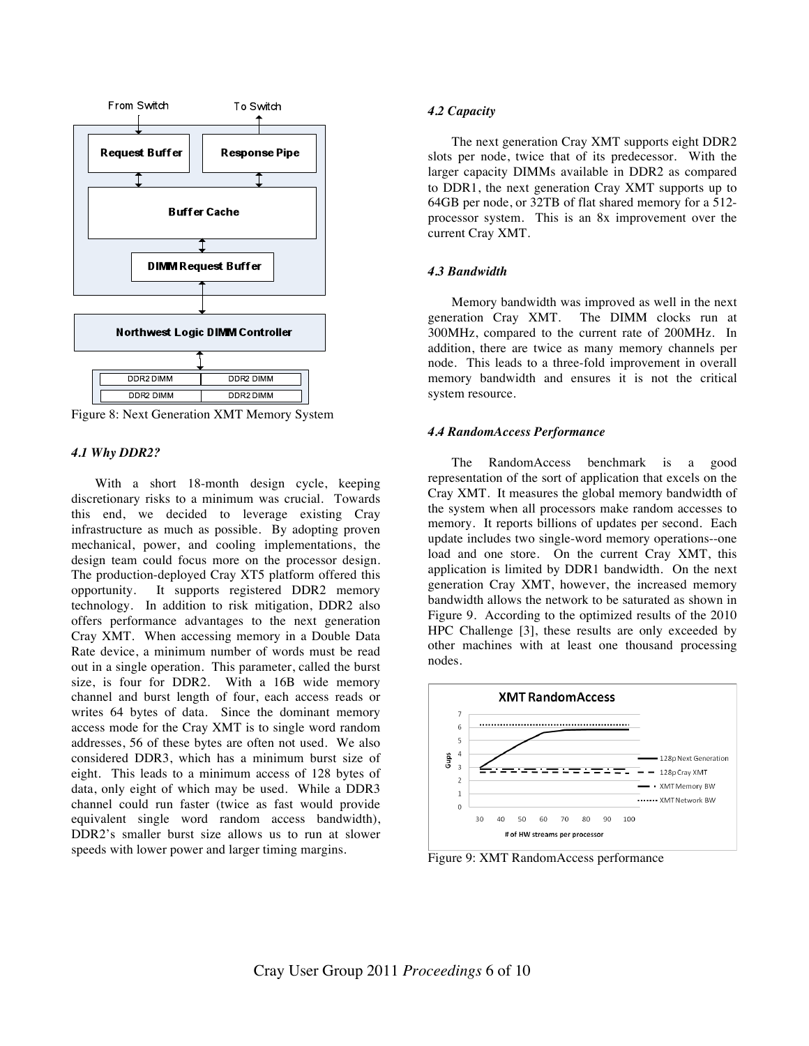Figure 8: Next Generation XMT Memory System

### 4.1 Why DDR2?

With a short 18-month design cycle, keeping discretionary risks to a minimum was crucial. Towards this end, we decided to leverage existing Cray infrastructure as much as possible. By adopting proven mechanical, power, and cooling implementations, the design team could focus more on the processor design. The production-deployed Cray XT5 platform offered this opportunity. It supports registered DDR2 memory technology. In addition to risk mitigation, DDR2 also offers performance advantages to the next generation Cray XMT. When accessing memory in a Double Data Rate device, a minimum number of words must be read out in a single operation. This parameter, called the burst size, is four for DDR2. With a 16B wide memory channel and burst length of four, each access reads or writes 64 bytes of data. Since the dominant memory access mode for the Cray XMT is to single word random addresses, 56 of these bytes are often not used. We also considered DDR3, which has a minimum burst size of eight. This leads to a minimum access of 128 bytes of data, only eight of which may be used. While a DDR3 channel could run faster (twice as fast would provide equivalent single word random access bandwidth), DDR2's smaller burst size allows us to run at slower speeds with lower power and larger timing margins.

### 4.2 Capacity

The next generation Cray XMT supports eight DDR2 slots per node, twice that of its predecessor. With the larger capacity DIMMs available in DDR2 as compared to DDR1, the next generation Cray XMT supports up to 64GB per node, or 32TB of flat shared memory for a 512-processor system. This is an 8x improvement over the current Cray XMT.

### 4.3 Bandwidth

Memory bandwidth was improved as well in the next generation Cray XMT. The DIMM clocks run at 300MHz, compared to the current rate of 200MHz. In addition, there are twice as many memory channels per node. This leads to a three-fold improvement in overall memory bandwidth and ensures it is not the critical system resource.

### 4.4 RandomAccess Performance

The RandomAccess benchmark is a good representation of the sort of application that excels on the Cray XMT. It measures the global memory bandwidth of the system when all processors make random accesses to memory. It reports billions of updates per second. Each update includes two single-word memory operations--one load and one store. On the current Cray XMT, this application is limited by DDR1 bandwidth. On the next generation Cray XMT, however, the increased memory bandwidth allows the network to be saturated as shown in Figure 9. According to the optimized results of the 2010 HPC Challenge [3], these results are only exceeded by other machines with at least one thousand processing nodes.

Figure 9: XMT RandomAccess performance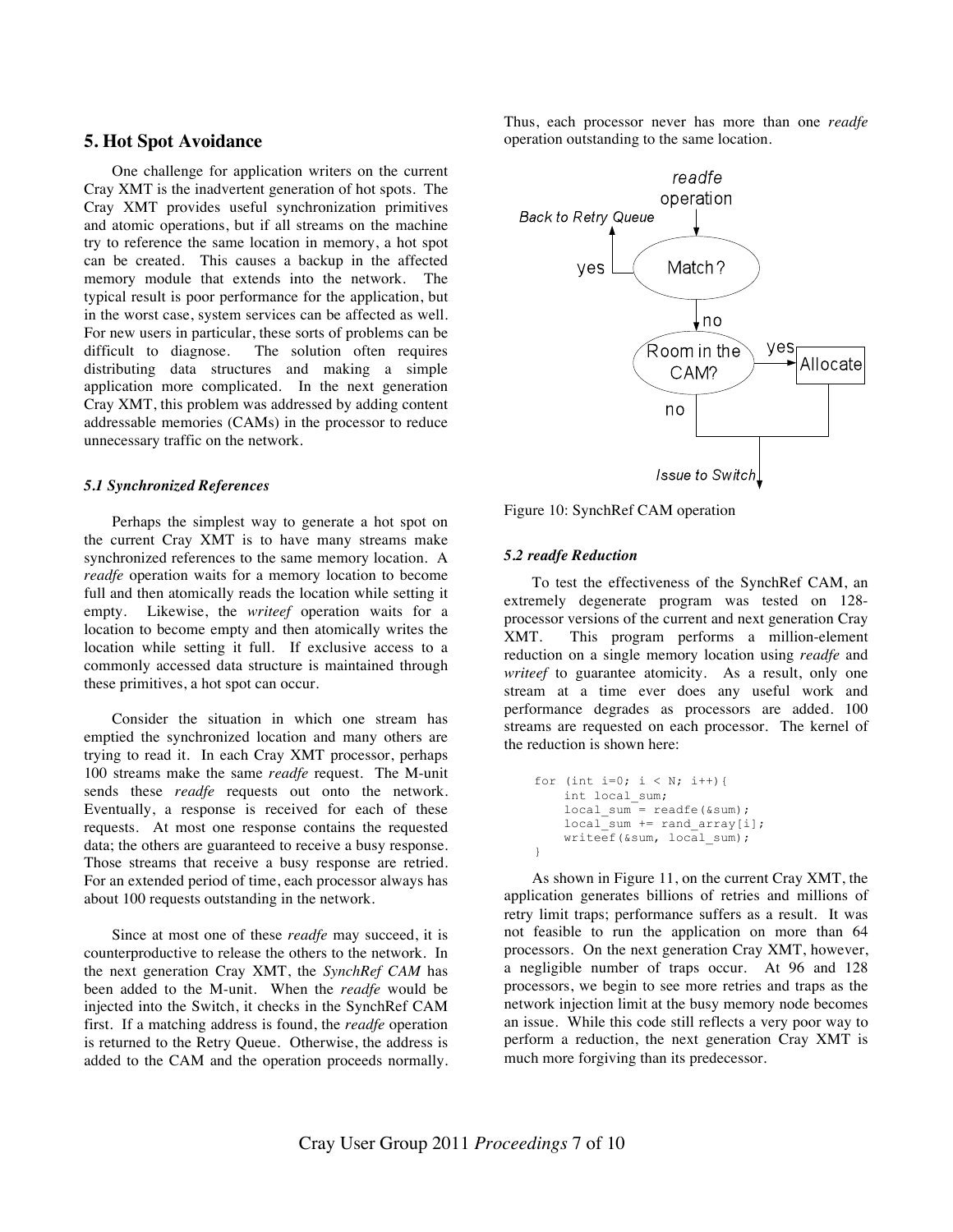## 5. Hot Spot Avoidance

One challenge for application writers on the current Cray XMT is the inadvertent generation of hot spots. The Cray XMT provides useful synchronization primitives and atomic operations, but if all streams on the machine try to reference the same location in memory, a hot spot can be created. This causes a backup in the affected memory module that extends into the network. The typical result is poor performance for the application, but in the worst case, system services can be affected as well. For new users in particular, these sorts of problems can be difficult to diagnose. The solution often requires distributing data structures and making a simple application more complicated. In the next generation Cray XMT, this problem was addressed by adding content addressable memories (CAMs) in the processor to reduce unnecessary traffic on the network.

### *5.1 Synchronized References*

Perhaps the simplest way to generate a hot spot on the current Cray XMT is to have many streams make synchronized references to the same memory location. A *readfe* operation waits for a memory location to become full and then atomically reads the location while setting it empty. Likewise, the *writeef* operation waits for a location to become empty and then atomically writes the location while setting it full. If exclusive access to a commonly accessed data structure is maintained through these primitives, a hot spot can occur.

Consider the situation in which one stream has emptied the synchronized location and many others are trying to read it. In each Cray XMT processor, perhaps 100 streams make the same *readfe* request. The M-unit sends these *readfe* requests out onto the network. Eventually, a response is received for each of these requests. At most one response contains the requested data; the others are guaranteed to receive a busy response. Those streams that receive a busy response are retried. For an extended period of time, each processor always has about 100 requests outstanding in the network.

Since at most one of these *readfe* may succeed, it is counterproductive to release the others to the network. In the next generation Cray XMT, the *SynchRef CAM* has been added to the M-unit. When the *readfe* would be injected into the Switch, it checks in the SynchRef CAM first. If a matching address is found, the *readfe* operation is returned to the Retry Queue. Otherwise, the address is added to the CAM and the operation proceeds normally. Thus, each processor never has more than one *readfe* operation outstanding to the same location.

Figure 10: SynchRef CAM operation

### *5.2 readfe Reduction*

To test the effectiveness of the SynchRef CAM, an extremely degenerate program was tested on 128-processor versions of the current and next generation Cray XMT. This program performs a million-element reduction on a single memory location using *readfe* and *writeef* to guarantee atomicity. As a result, only one stream at a time ever does any useful work and performance degrades as processors are added. 100 streams are requested on each processor. The kernel of the reduction is shown here:

```
for (int i=0; i < N; i++){
    int local_sum;
    local_sum = readfe(&sum);
    local_sum += rand_array[i];
    writeef(&sum, local_sum);
}
```

As shown in Figure 11, on the current Cray XMT, the application generates billions of retries and millions of retry limit traps; performance suffers as a result. It was not feasible to run the application on more than 64 processors. On the next generation Cray XMT, however, a negligible number of traps occur. At 96 and 128 processors, we begin to see more retries and traps as the network injection limit at the busy memory node becomes an issue. While this code still reflects a very poor way to perform a reduction, the next generation Cray XMT is much more forgiving than its predecessor.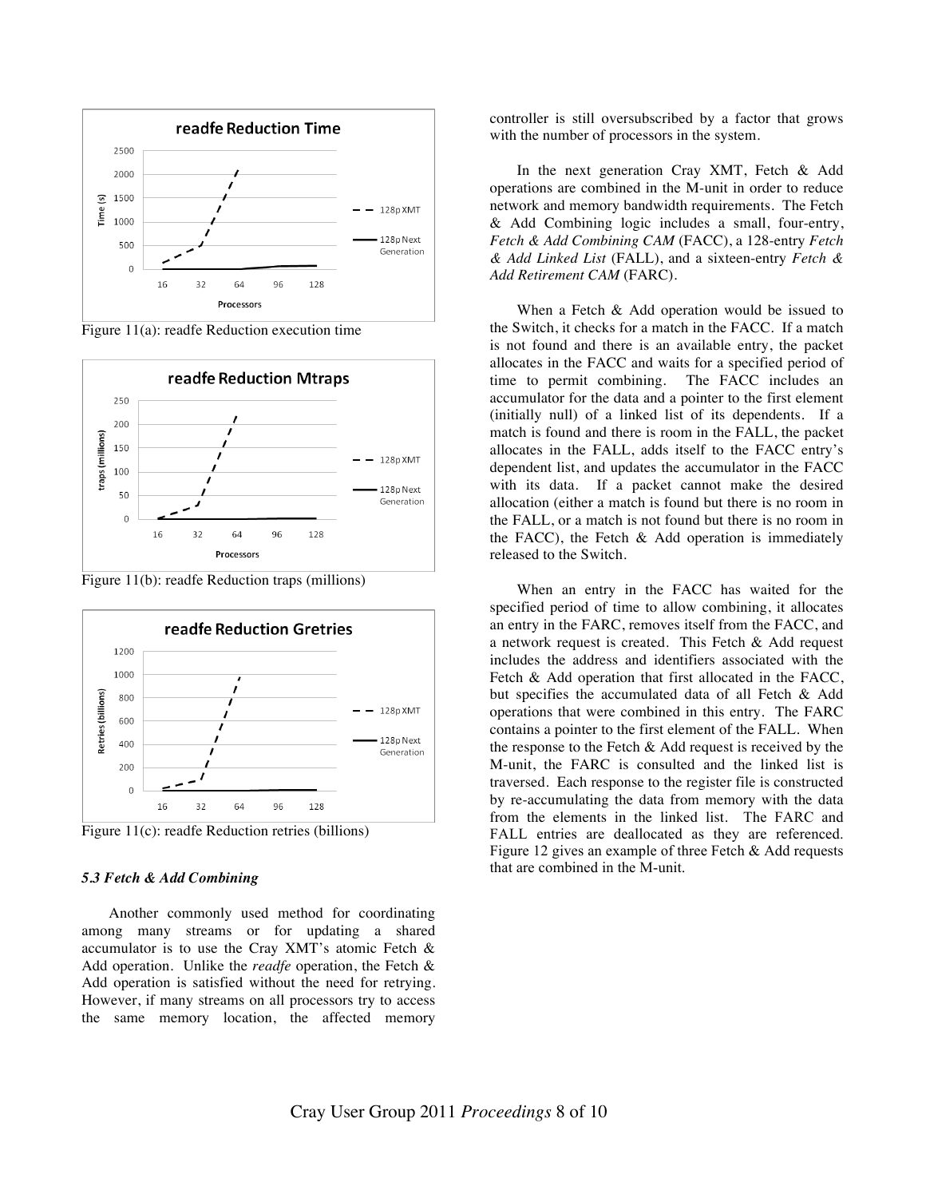Figure 11(a): readfe Reduction execution time

Figure 11(b): readfe Reduction traps (millions)

Figure 11(c): readfe Reduction retries (billions)

### *5.3 Fetch & Add Combining*

Another commonly used method for coordinating among many streams or for updating a shared accumulator is to use the Cray XMT's atomic Fetch & Add operation. Unlike the *readfe* operation, the Fetch & Add operation is satisfied without the need for retrying. However, if many streams on all processors try to access the same memory location, the affected memory controller is still oversubscribed by a factor that grows with the number of processors in the system.

In the next generation Cray XMT, Fetch & Add operations are combined in the M-unit in order to reduce network and memory bandwidth requirements. The Fetch & Add Combining logic includes a small, four-entry, *Fetch & Add Combining CAM* (FACC), a 128-entry *Fetch & Add Linked List* (FALL), and a sixteen-entry *Fetch & Add Retirement CAM* (FARC).

When a Fetch & Add operation would be issued to the Switch, it checks for a match in the FACC. If a match is not found and there is an available entry, the packet allocates in the FACC and waits for a specified period of time to permit combining. The FACC includes an accumulator for the data and a pointer to the first element (initially null) of a linked list of its dependents. If a match is found and there is room in the FALL, the packet allocates in the FALL, adds itself to the FACC entry's dependent list, and updates the accumulator in the FACC with its data. If a packet cannot make the desired allocation (either a match is found but there is no room in the FALL, or a match is not found but there is no room in the FACC), the Fetch & Add operation is immediately released to the Switch.

When an entry in the FACC has waited for the specified period of time to allow combining, it allocates an entry in the FARC, removes itself from the FACC, and a network request is created. This Fetch & Add request includes the address and identifiers associated with the Fetch & Add operation that first allocated in the FACC, but specifies the accumulated data of all Fetch & Add operations that were combined in this entry. The FARC contains a pointer to the first element of the FALL. When the response to the Fetch & Add request is received by the M-unit, the FARC is consulted and the linked list is traversed. Each response to the register file is constructed by re-accumulating the data from memory with the data from the elements in the linked list. The FARC and FALL entries are deallocated as they are referenced. Figure 12 gives an example of three Fetch & Add requests that are combined in the M-unit.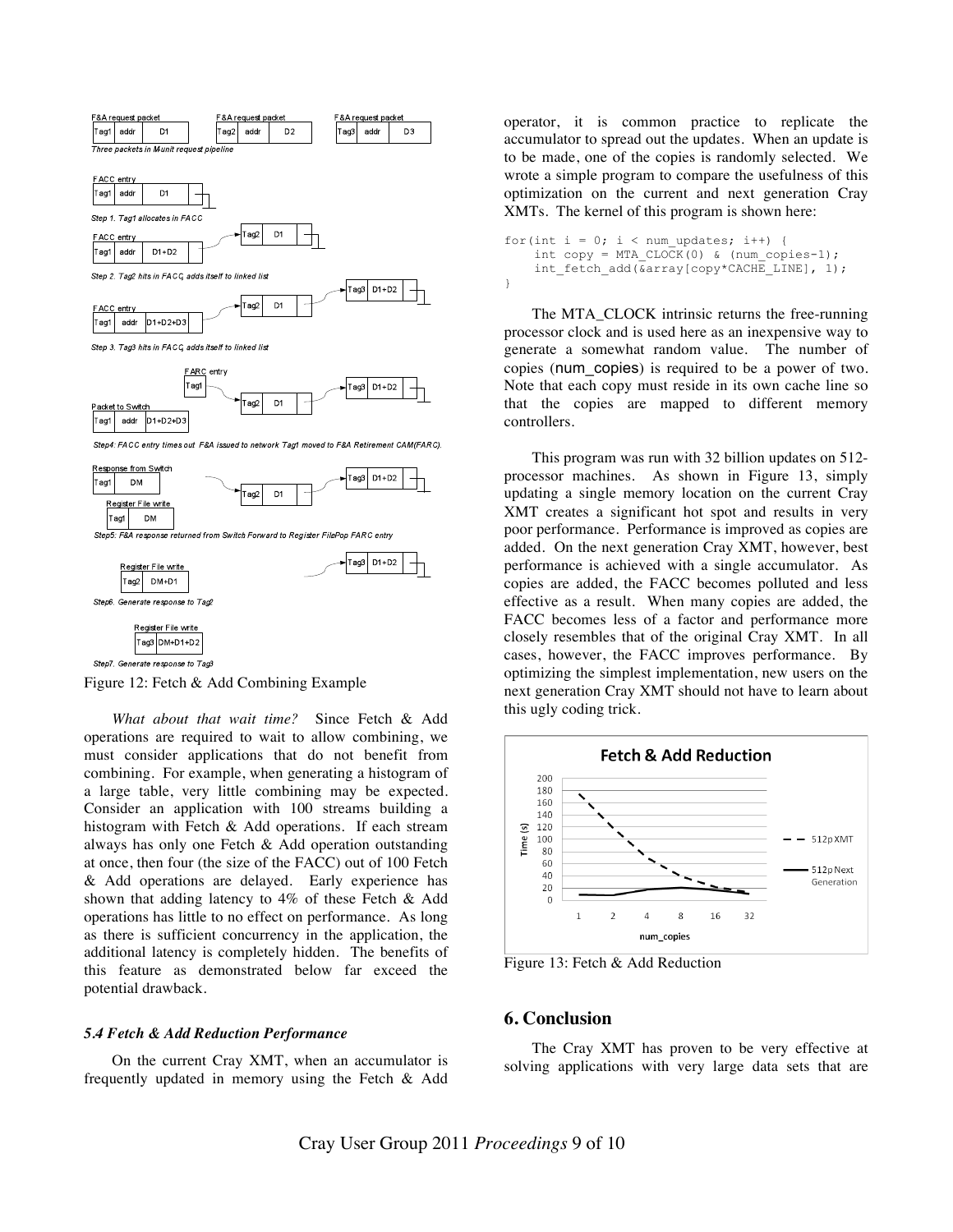Figure 12: Fetch & Add Combining Example

*What about that wait time?* Since Fetch & Add operations are required to wait to allow combining, we must consider applications that do not benefit from combining. For example, when generating a histogram of a large table, very little combining may be expected. Consider an application with 100 streams building a histogram with Fetch & Add operations. If each stream always has only one Fetch & Add operation outstanding at once, then four (the size of the FACC) out of 100 Fetch & Add operations are delayed. Early experience has shown that adding latency to 4% of these Fetch & Add operations has little to no effect on performance. As long as there is sufficient concurrency in the application, the additional latency is completely hidden. The benefits of this feature as demonstrated below far exceed the potential drawback.

### *5.4 Fetch & Add Reduction Performance*

On the current Cray XMT, when an accumulator is frequently updated in memory using the Fetch & Add operator, it is common practice to replicate the accumulator to spread out the updates. When an update is to be made, one of the copies is randomly selected. We wrote a simple program to compare the usefulness of this optimization on the current and next generation Cray XMTs. The kernel of this program is shown here:

```
for(int i = 0; i < num_updates; i++) {
    int copy = MTA_CLOCK(0) & (num_copies-1);
    int_fetch_add(&array[copy*CACHE_LINE], 1);
}
```

The MTA_CLOCK intrinsic returns the free-running processor clock and is used here as an inexpensive way to generate a somewhat random value. The number of copies (num_copies) is required to be a power of two. Note that each copy must reside in its own cache line so that the copies are mapped to different memory controllers.

This program was run with 32 billion updates on 512-processor machines. As shown in Figure 13, simply updating a single memory location on the current Cray XMT creates a significant hot spot and results in very poor performance. Performance is improved as copies are added. On the next generation Cray XMT, however, best performance is achieved with a single accumulator. As copies are added, the FACC becomes polluted and less effective as a result. When many copies are added, the FACC becomes less of a factor and performance more closely resembles that of the original Cray XMT. In all cases, however, the FACC improves performance. By optimizing the simplest implementation, new users on the next generation Cray XMT should not have to learn about this ugly coding trick.

Figure 13: Fetch & Add Reduction

## 6. Conclusion

The Cray XMT has proven to be very effective at solving applications with very large data sets that are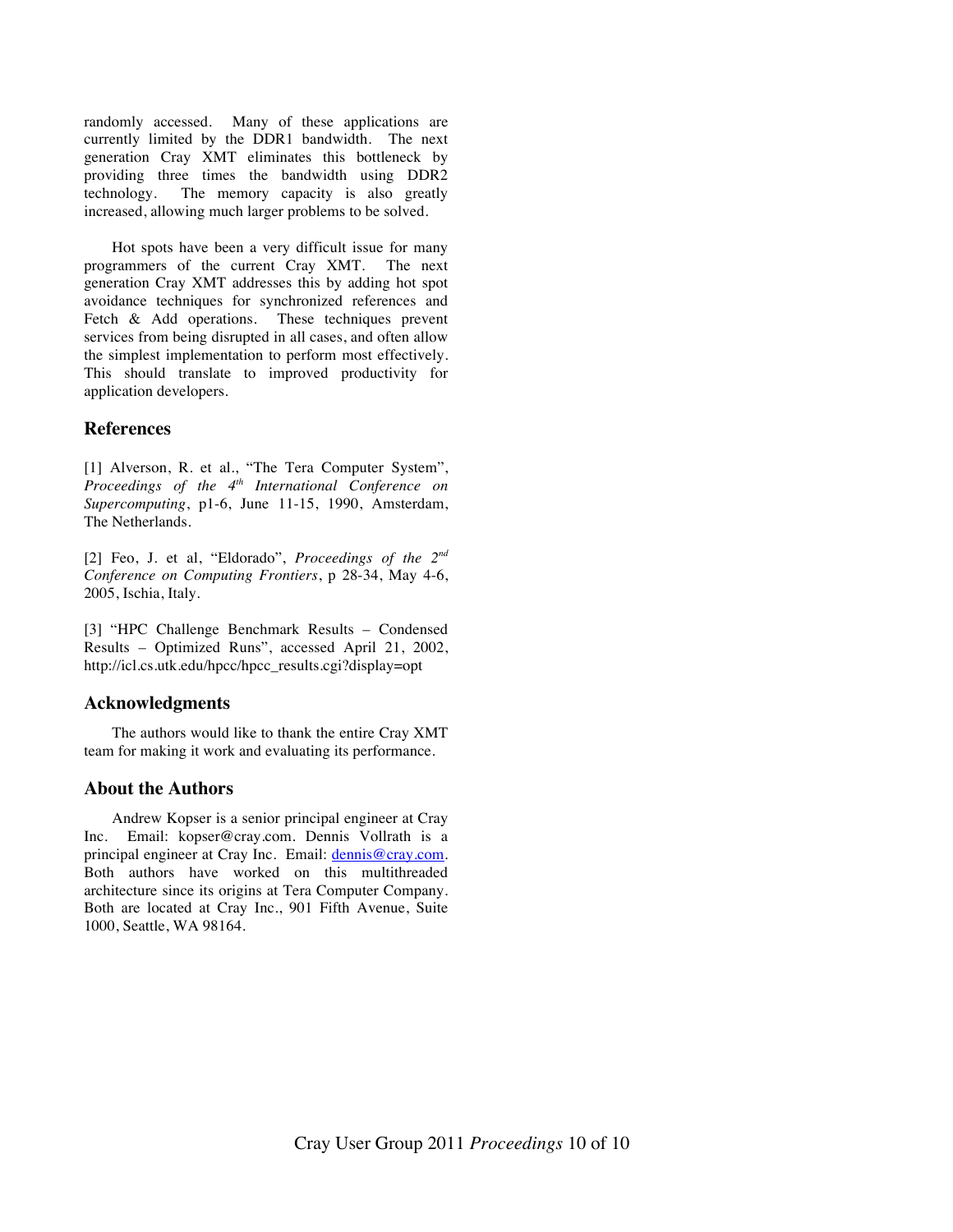randomly accessed. Many of these applications are currently limited by the DDR1 bandwidth. The next generation Cray XMT eliminates this bottleneck by providing three times the bandwidth using DDR2 technology. The memory capacity is also greatly increased, allowing much larger problems to be solved.

Hot spots have been a very difficult issue for many programmers of the current Cray XMT. The next generation Cray XMT addresses this by adding hot spot avoidance techniques for synchronized references and Fetch & Add operations. These techniques prevent services from being disrupted in all cases, and often allow the simplest implementation to perform most effectively. This should translate to improved productivity for application developers.

## References

[1] Alverson, R. et al., "The Tera Computer System", *Proceedings of the 4th International Conference on Supercomputing*, p1-6, June 11-15, 1990, Amsterdam, The Netherlands.

[2] Feo, J. et al, "Eldorado", *Proceedings of the 2nd Conference on Computing Frontiers*, p 28-34, May 4-6, 2005, Ischia, Italy.

[3] "HPC Challenge Benchmark Results – Condensed Results – Optimized Runs", accessed April 21, 2002, http://icl.cs.utk.edu/hpcc/hpcc_results.cgi?display=opt

## Acknowledgments

The authors would like to thank the entire Cray XMT team for making it work and evaluating its performance.

## About the Authors

Andrew Kopser is a senior principal engineer at Cray Inc. Email: kopser@cray.com. Dennis Vollrath is a principal engineer at Cray Inc. Email: dennis@cray.com. Both authors have worked on this multithreaded architecture since its origins at Tera Computer Company. Both are located at Cray Inc., 901 Fifth Avenue, Suite 1000, Seattle, WA 98164.